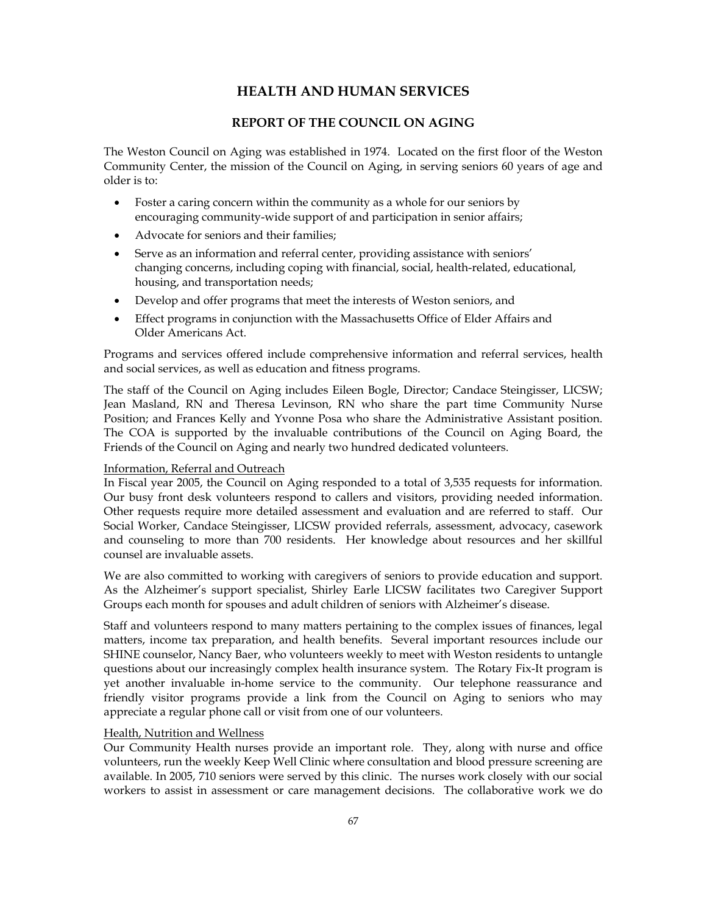# HEALTH AND HUMAN SERVICES

## REPORT OF THE COUNCIL ON AGING

The Weston Council on Aging was established in 1974. Located on the first floor of the Weston Community Center, the mission of the Council on Aging, in serving seniors 60 years of age and older is to:

- Foster a caring concern within the community as a whole for our seniors by encouraging community-wide support of and participation in senior affairs;
- Advocate for seniors and their families;
- Serve as an information and referral center, providing assistance with seniors' changing concerns, including coping with financial, social, health-related, educational, housing, and transportation needs;
- Develop and offer programs that meet the interests of Weston seniors, and
- Effect programs in conjunction with the Massachusetts Office of Elder Affairs and Older Americans Act.

Programs and services offered include comprehensive information and referral services, health and social services, as well as education and fitness programs.

The staff of the Council on Aging includes Eileen Bogle, Director; Candace Steingisser, LICSW; Jean Masland, RN and Theresa Levinson, RN who share the part time Community Nurse Position; and Frances Kelly and Yvonne Posa who share the Administrative Assistant position. The COA is supported by the invaluable contributions of the Council on Aging Board, the Friends of the Council on Aging and nearly two hundred dedicated volunteers.

<u>Information, Referral and Outreach</u>

In Fiscal year 2005, the Council on Aging responded to a total of 3,535 requests for information. Our busy front desk volunteers respond to callers and visitors, providing needed information. Other requests require more detailed assessment and evaluation and are referred to staff. Our Social Worker, Candace Steingisser, LICSW provided referrals, assessment, advocacy, casework and counseling to more than 700 residents. Her knowledge about resources and her skillful counsel are invaluable assets.

We are also committed to working with caregivers of seniors to provide education and support. As the Alzheimer's support specialist, Shirley Earle LICSW facilitates two Caregiver Support Groups each month for spouses and adult children of seniors with Alzheimer's disease.

Staff and volunteers respond to many matters pertaining to the complex issues of finances, legal matters, income tax preparation, and health benefits. Several important resources include our SHINE counselor, Nancy Baer, who volunteers weekly to meet with Weston residents to untangle questions about our increasingly complex health insurance system. The Rotary Fix-It program is yet another invaluable in-home service to the community. Our telephone reassurance and friendly visitor programs provide a link from the Council on Aging to seniors who may appreciate a regular phone call or visit from one of our volunteers.

<u>Health, Nutrition and Wellness</u>

Our Community Health nurses provide an important role. They, along with nurse and office volunteers, run the weekly Keep Well Clinic where consultation and blood pressure screening are available. In 2005, 710 seniors were served by this clinic. The nurses work closely with our social workers to assist in assessment or care management decisions. The collaborative work we do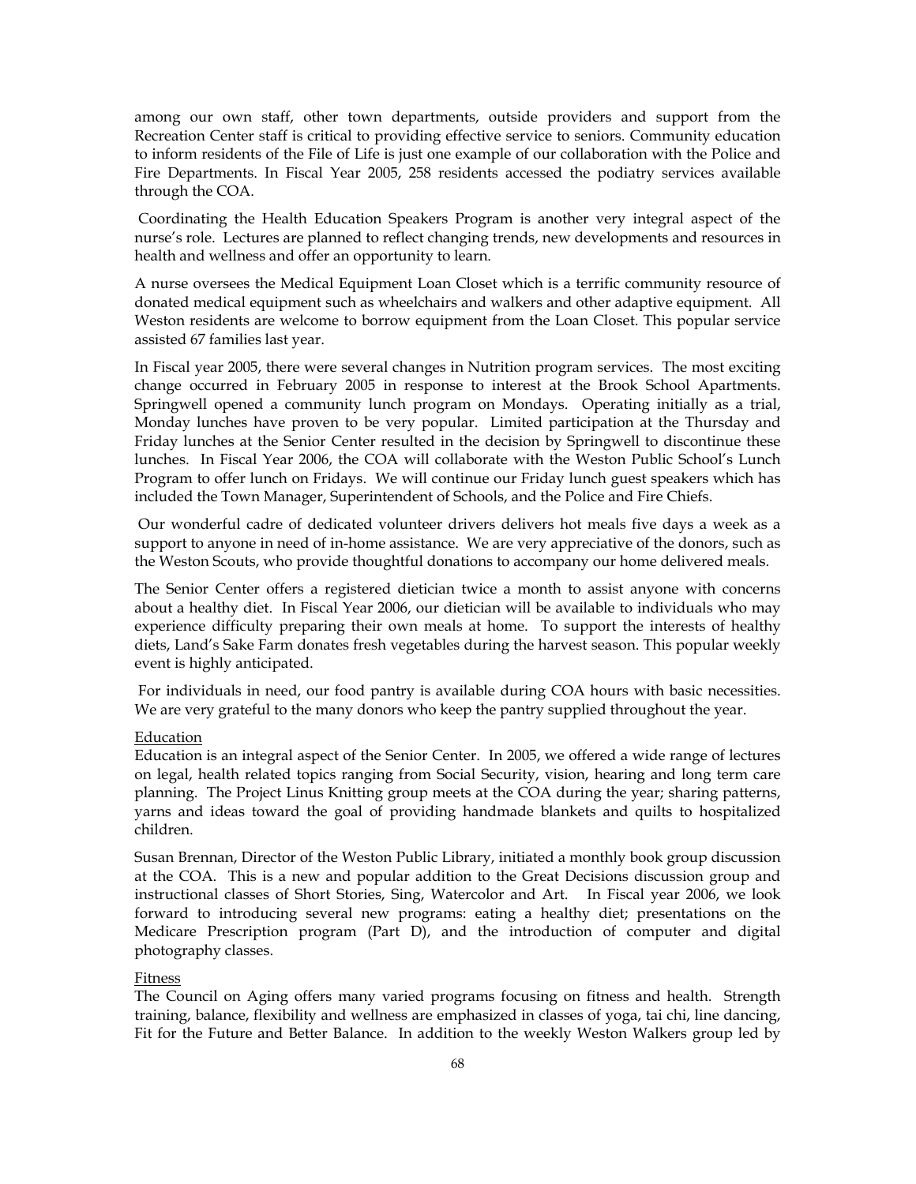among our own staff, other town departments, outside providers and support from the Recreation Center staff is critical to providing effective service to seniors. Community education to inform residents of the File of Life is just one example of our collaboration with the Police and Fire Departments. In Fiscal Year 2005, 258 residents accessed the podiatry services available through the COA.

Coordinating the Health Education Speakers Program is another very integral aspect of the nurse's role. Lectures are planned to reflect changing trends, new developments and resources in health and wellness and offer an opportunity to learn.

A nurse oversees the Medical Equipment Loan Closet which is a terrific community resource of donated medical equipment such as wheelchairs and walkers and other adaptive equipment. All Weston residents are welcome to borrow equipment from the Loan Closet. This popular service assisted 67 families last year.

In Fiscal year 2005, there were several changes in Nutrition program services. The most exciting change occurred in February 2005 in response to interest at the Brook School Apartments. Springwell opened a community lunch program on Mondays. Operating initially as a trial, Monday lunches have proven to be very popular. Limited participation at the Thursday and Friday lunches at the Senior Center resulted in the decision by Springwell to discontinue these lunches. In Fiscal Year 2006, the COA will collaborate with the Weston Public School's Lunch Program to offer lunch on Fridays. We will continue our Friday lunch guest speakers which has included the Town Manager, Superintendent of Schools, and the Police and Fire Chiefs.

Our wonderful cadre of dedicated volunteer drivers delivers hot meals five days a week as a support to anyone in need of in-home assistance. We are very appreciative of the donors, such as the Weston Scouts, who provide thoughtful donations to accompany our home delivered meals.

The Senior Center offers a registered dietician twice a month to assist anyone with concerns about a healthy diet. In Fiscal Year 2006, our dietician will be available to individuals who may experience difficulty preparing their own meals at home. To support the interests of healthy diets, Land's Sake Farm donates fresh vegetables during the harvest season. This popular weekly event is highly anticipated.

For individuals in need, our food pantry is available during COA hours with basic necessities. We are very grateful to the many donors who keep the pantry supplied throughout the year.

Education

Education is an integral aspect of the Senior Center. In 2005, we offered a wide range of lectures on legal, health related topics ranging from Social Security, vision, hearing and long term care planning. The Project Linus Knitting group meets at the COA during the year; sharing patterns, yarns and ideas toward the goal of providing handmade blankets and quilts to hospitalized children.

Susan Brennan, Director of the Weston Public Library, initiated a monthly book group discussion at the COA. This is a new and popular addition to the Great Decisions discussion group and instructional classes of Short Stories, Sing, Watercolor and Art. In Fiscal year 2006, we look forward to introducing several new programs: eating a healthy diet; presentations on the Medicare Prescription program (Part D), and the introduction of computer and digital photography classes.

Fitness

The Council on Aging offers many varied programs focusing on fitness and health. Strength training, balance, flexibility and wellness are emphasized in classes of yoga, tai chi, line dancing, Fit for the Future and Better Balance. In addition to the weekly Weston Walkers group led by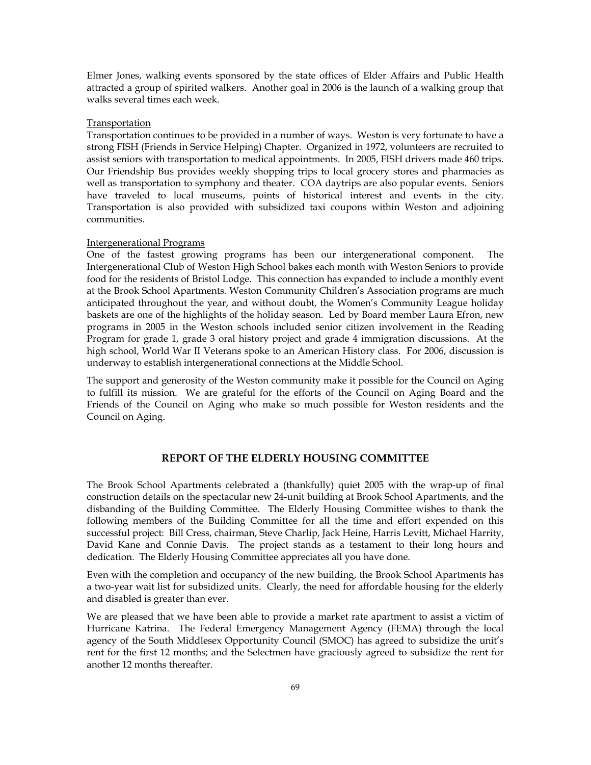Elmer Jones, walking events sponsored by the state offices of Elder Affairs and Public Health attracted a group of spirited walkers. Another goal in 2006 is the launch of a walking group that walks several times each week.

<u>Transportation</u>

Transportation continues to be provided in a number of ways. Weston is very fortunate to have a strong FISH (Friends in Service Helping) Chapter. Organized in 1972, volunteers are recruited to assist seniors with transportation to medical appointments. In 2005, FISH drivers made 460 trips. Our Friendship Bus provides weekly shopping trips to local grocery stores and pharmacies as well as transportation to symphony and theater. COA daytrips are also popular events. Seniors have traveled to local museums, points of historical interest and events in the city. Transportation is also provided with subsidized taxi coupons within Weston and adjoining communities.

<u>Intergenerational Programs</u>

One of the fastest growing programs has been our intergenerational component. The Intergenerational Club of Weston High School bakes each month with Weston Seniors to provide food for the residents of Bristol Lodge. This connection has expanded to include a monthly event at the Brook School Apartments. Weston Community Children's Association programs are much anticipated throughout the year, and without doubt, the Women's Community League holiday baskets are one of the highlights of the holiday season. Led by Board member Laura Efron, new programs in 2005 in the Weston schools included senior citizen involvement in the Reading Program for grade 1, grade 3 oral history project and grade 4 immigration discussions. At the high school, World War II Veterans spoke to an American History class. For 2006, discussion is underway to establish intergenerational connections at the Middle School.

The support and generosity of the Weston community make it possible for the Council on Aging to fulfill its mission. We are grateful for the efforts of the Council on Aging Board and the Friends of the Council on Aging who make so much possible for Weston residents and the Council on Aging.

## REPORT OF THE ELDERLY HOUSING COMMITTEE

The Brook School Apartments celebrated a (thankfully) quiet 2005 with the wrap-up of final construction details on the spectacular new 24-unit building at Brook School Apartments, and the disbanding of the Building Committee. The Elderly Housing Committee wishes to thank the following members of the Building Committee for all the time and effort expended on this successful project: Bill Cress, chairman, Steve Charlip, Jack Heine, Harris Levitt, Michael Harrity, David Kane and Connie Davis. The project stands as a testament to their long hours and dedication. The Elderly Housing Committee appreciates all you have done.

Even with the completion and occupancy of the new building, the Brook School Apartments has a two-year wait list for subsidized units. Clearly, the need for affordable housing for the elderly and disabled is greater than ever.

We are pleased that we have been able to provide a market rate apartment to assist a victim of Hurricane Katrina. The Federal Emergency Management Agency (FEMA) through the local agency of the South Middlesex Opportunity Council (SMOC) has agreed to subsidize the unit's rent for the first 12 months; and the Selectmen have graciously agreed to subsidize the rent for another 12 months thereafter.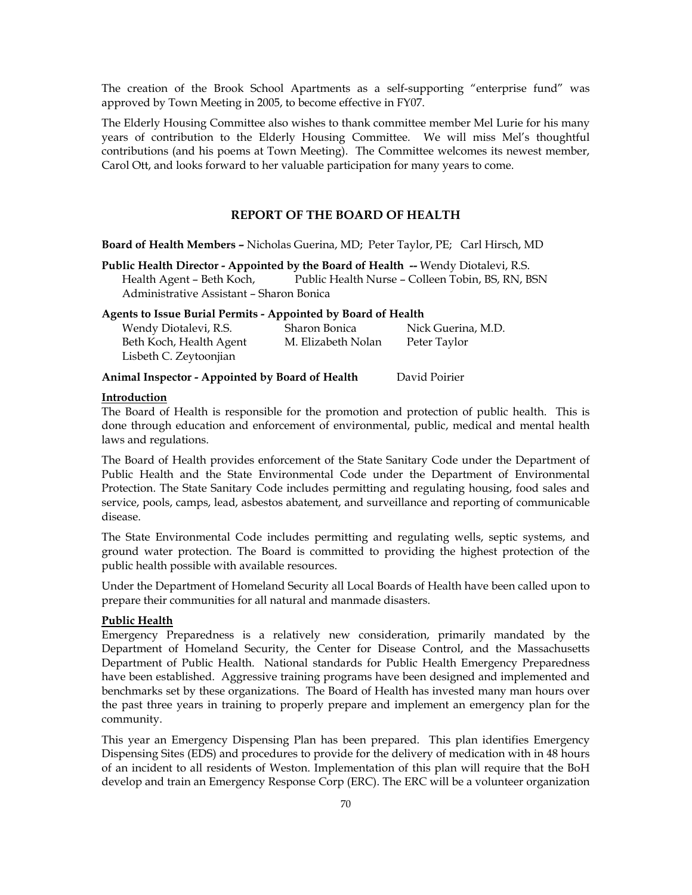The creation of the Brook School Apartments as a self-supporting "enterprise fund" was approved by Town Meeting in 2005, to become effective in FY07.

The Elderly Housing Committee also wishes to thank committee member Mel Lurie for his many years of contribution to the Elderly Housing Committee. We will miss Mel's thoughtful contributions (and his poems at Town Meeting). The Committee welcomes its newest member, Carol Ott, and looks forward to her valuable participation for many years to come.

## REPORT OF THE BOARD OF HEALTH

**Board of Health Members –** Nicholas Guerina, MD; Peter Taylor, PE; Carl Hirsch, MD

**Public Health Director - Appointed by the Board of Health --** Wendy Diotalevi, R.S.
Health Agent – Beth Koch, Public Health Nurse – Colleen Tobin, BS, RN, BSN
Administrative Assistant – Sharon Bonica

**Agents to Issue Burial Permits - Appointed by Board of Health**

| | | |
|---|---|---|
| Wendy Diotalevi, R.S. | Sharon Bonica | Nick Guerina, M.D. |
| Beth Koch, Health Agent | M. Elizabeth Nolan | Peter Taylor |
| Lisbeth C. Zeytoonjian | | |

**Animal Inspector - Appointed by Board of Health** David Poirier

**Introduction**

The Board of Health is responsible for the promotion and protection of public health. This is done through education and enforcement of environmental, public, medical and mental health laws and regulations.

The Board of Health provides enforcement of the State Sanitary Code under the Department of Public Health and the State Environmental Code under the Department of Environmental Protection. The State Sanitary Code includes permitting and regulating housing, food sales and service, pools, camps, lead, asbestos abatement, and surveillance and reporting of communicable disease.

The State Environmental Code includes permitting and regulating wells, septic systems, and ground water protection. The Board is committed to providing the highest protection of the public health possible with available resources.

Under the Department of Homeland Security all Local Boards of Health have been called upon to prepare their communities for all natural and manmade disasters.

**Public Health**

Emergency Preparedness is a relatively new consideration, primarily mandated by the Department of Homeland Security, the Center for Disease Control, and the Massachusetts Department of Public Health. National standards for Public Health Emergency Preparedness have been established. Aggressive training programs have been designed and implemented and benchmarks set by these organizations. The Board of Health has invested many man hours over the past three years in training to properly prepare and implement an emergency plan for the community.

This year an Emergency Dispensing Plan has been prepared. This plan identifies Emergency Dispensing Sites (EDS) and procedures to provide for the delivery of medication with in 48 hours of an incident to all residents of Weston. Implementation of this plan will require that the BoH develop and train an Emergency Response Corp (ERC). The ERC will be a volunteer organization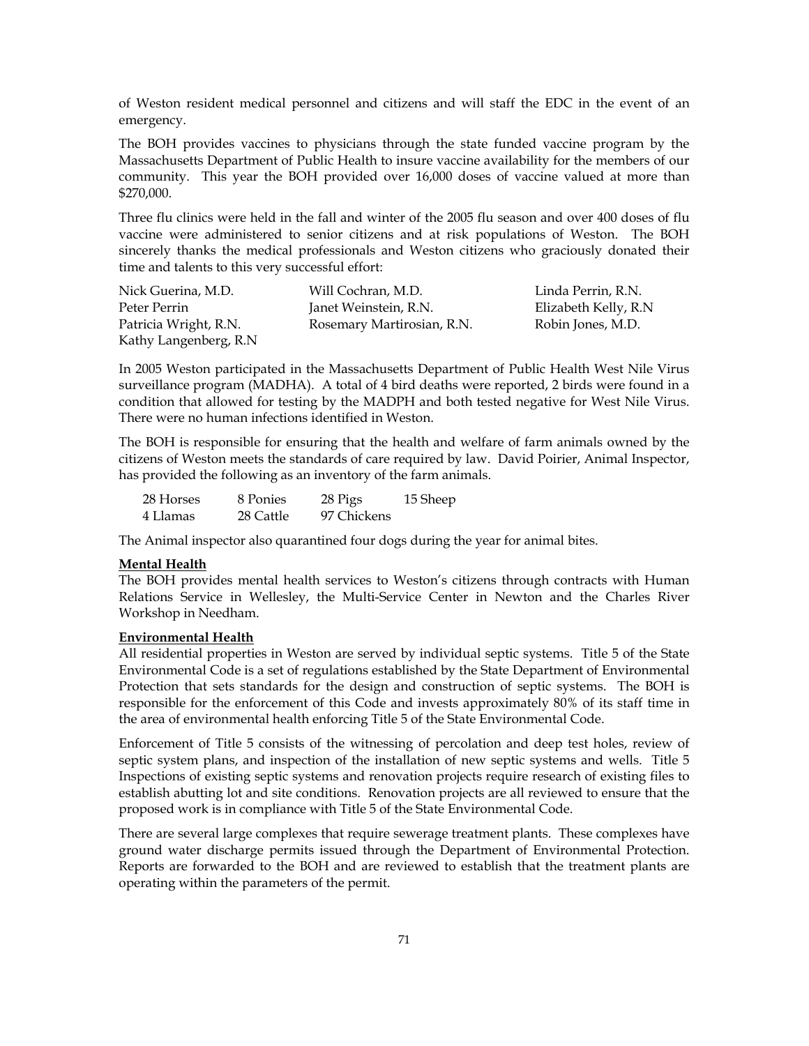of Weston resident medical personnel and citizens and will staff the EDC in the event of an emergency.

The BOH provides vaccines to physicians through the state funded vaccine program by the Massachusetts Department of Public Health to insure vaccine availability for the members of our community. This year the BOH provided over 16,000 doses of vaccine valued at more than $270,000.

Three flu clinics were held in the fall and winter of the 2005 flu season and over 400 doses of flu vaccine were administered to senior citizens and at risk populations of Weston. The BOH sincerely thanks the medical professionals and Weston citizens who graciously donated their time and talents to this very successful effort:

| | | |
|---|---|---|
| Nick Guerina, M.D. | Will Cochran, M.D. | Linda Perrin, R.N. |
| Peter Perrin | Janet Weinstein, R.N. | Elizabeth Kelly, R.N |
| Patricia Wright, R.N. | Rosemary Martirosian, R.N. | Robin Jones, M.D. |
| Kathy Langenberg, R.N | | |

In 2005 Weston participated in the Massachusetts Department of Public Health West Nile Virus surveillance program (MADHA). A total of 4 bird deaths were reported, 2 birds were found in a condition that allowed for testing by the MADPH and both tested negative for West Nile Virus. There were no human infections identified in Weston.

The BOH is responsible for ensuring that the health and welfare of farm animals owned by the citizens of Weston meets the standards of care required by law. David Poirier, Animal Inspector, has provided the following as an inventory of the farm animals.

| | | | |
|---|---|---|---|
| 28 Horses | 8 Ponies | 28 Pigs | 15 Sheep |
| 4 Llamas | 28 Cattle | 97 Chickens | |

The Animal inspector also quarantined four dogs during the year for animal bites.

**Mental Health**

The BOH provides mental health services to Weston's citizens through contracts with Human Relations Service in Wellesley, the Multi-Service Center in Newton and the Charles River Workshop in Needham.

**Environmental Health**

All residential properties in Weston are served by individual septic systems. Title 5 of the State Environmental Code is a set of regulations established by the State Department of Environmental Protection that sets standards for the design and construction of septic systems. The BOH is responsible for the enforcement of this Code and invests approximately 80% of its staff time in the area of environmental health enforcing Title 5 of the State Environmental Code.

Enforcement of Title 5 consists of the witnessing of percolation and deep test holes, review of septic system plans, and inspection of the installation of new septic systems and wells. Title 5 Inspections of existing septic systems and renovation projects require research of existing files to establish abutting lot and site conditions. Renovation projects are all reviewed to ensure that the proposed work is in compliance with Title 5 of the State Environmental Code.

There are several large complexes that require sewerage treatment plants. These complexes have ground water discharge permits issued through the Department of Environmental Protection. Reports are forwarded to the BOH and are reviewed to establish that the treatment plants are operating within the parameters of the permit.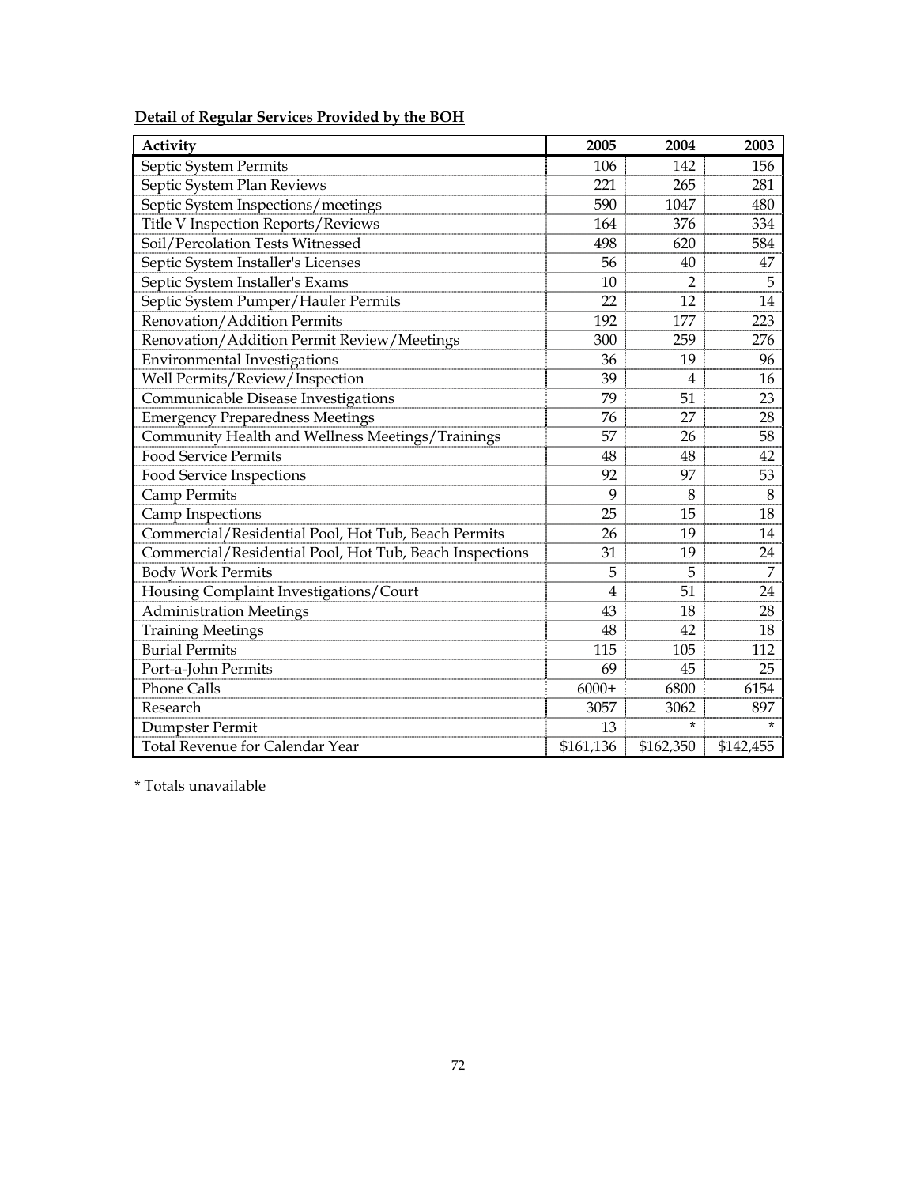**Detail of Regular Services Provided by the BOH**

| Activity | 2005 | 2004 | 2003 |
|---|---|---|---|
| Septic System Permits | 106 | 142 | 156 |
| Septic System Plan Reviews | 221 | 265 | 281 |
| Septic System Inspections/meetings | 590 | 1047 | 480 |
| Title V Inspection Reports/Reviews | 164 | 376 | 334 |
| Soil/Percolation Tests Witnessed | 498 | 620 | 584 |
| Septic System Installer's Licenses | 56 | 40 | 47 |
| Septic System Installer's Exams | 10 | 2 | 5 |
| Septic System Pumper/Hauler Permits | 22 | 12 | 14 |
| Renovation/Addition Permits | 192 | 177 | 223 |
| Renovation/Addition Permit Review/Meetings | 300 | 259 | 276 |
| Environmental Investigations | 36 | 19 | 96 |
| Well Permits/Review/Inspection | 39 | 4 | 16 |
| Communicable Disease Investigations | 79 | 51 | 23 |
| Emergency Preparedness Meetings | 76 | 27 | 28 |
| Community Health and Wellness Meetings/Trainings | 57 | 26 | 58 |
| Food Service Permits | 48 | 48 | 42 |
| Food Service Inspections | 92 | 97 | 53 |
| Camp Permits | 9 | 8 | 8 |
| Camp Inspections | 25 | 15 | 18 |
| Commercial/Residential Pool, Hot Tub, Beach Permits | 26 | 19 | 14 |
| Commercial/Residential Pool, Hot Tub, Beach Inspections | 31 | 19 | 24 |
| Body Work Permits | 5 | 5 | 7 |
| Housing Complaint Investigations/Court | 4 | 51 | 24 |
| Administration Meetings | 43 | 18 | 28 |
| Training Meetings | 48 | 42 | 18 |
| Burial Permits | 115 | 105 | 112 |
| Port-a-John Permits | 69 | 45 | 25 |
| Phone Calls | 6000+ | 6800 | 6154 |
| Research | 3057 | 3062 | 897 |
| Dumpster Permit | 13 | * | * |
| Total Revenue for Calendar Year | $161,136 | $162,350 | $142,455 |

* Totals unavailable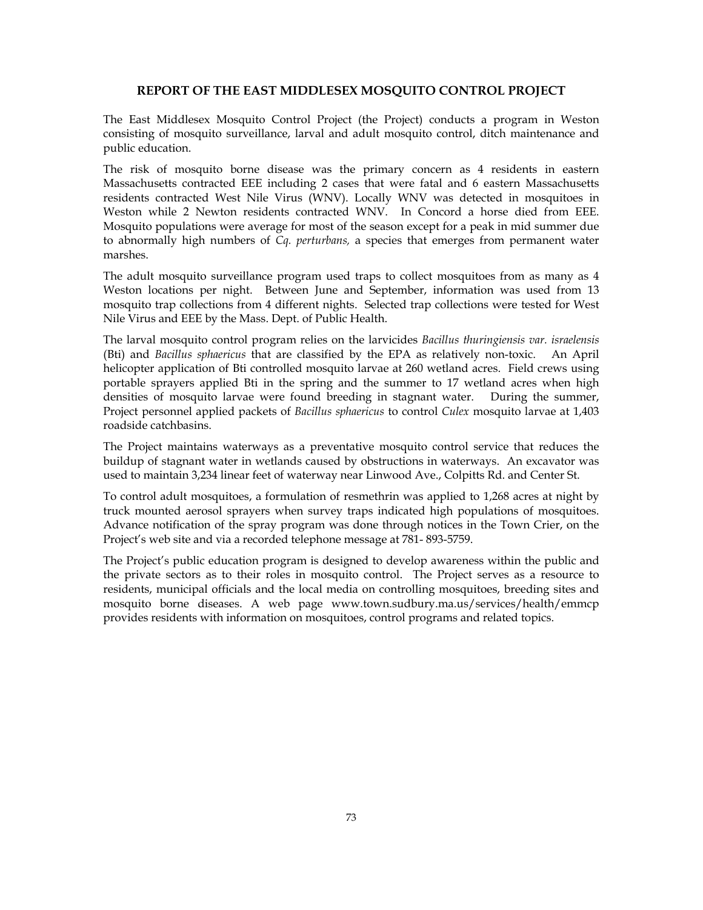# REPORT OF THE EAST MIDDLESEX MOSQUITO CONTROL PROJECT

The East Middlesex Mosquito Control Project (the Project) conducts a program in Weston consisting of mosquito surveillance, larval and adult mosquito control, ditch maintenance and public education.

The risk of mosquito borne disease was the primary concern as 4 residents in eastern Massachusetts contracted EEE including 2 cases that were fatal and 6 eastern Massachusetts residents contracted West Nile Virus (WNV). Locally WNV was detected in mosquitoes in Weston while 2 Newton residents contracted WNV. In Concord a horse died from EEE. Mosquito populations were average for most of the season except for a peak in mid summer due to abnormally high numbers of *Cq. perturbans,* a species that emerges from permanent water marshes.

The adult mosquito surveillance program used traps to collect mosquitoes from as many as 4 Weston locations per night. Between June and September, information was used from 13 mosquito trap collections from 4 different nights. Selected trap collections were tested for West Nile Virus and EEE by the Mass. Dept. of Public Health.

The larval mosquito control program relies on the larvicides *Bacillus thuringiensis var. israelensis* (Bti) and *Bacillus sphaericus* that are classified by the EPA as relatively non-toxic. An April helicopter application of Bti controlled mosquito larvae at 260 wetland acres. Field crews using portable sprayers applied Bti in the spring and the summer to 17 wetland acres when high densities of mosquito larvae were found breeding in stagnant water. During the summer, Project personnel applied packets of *Bacillus sphaericus* to control *Culex* mosquito larvae at 1,403 roadside catchbasins.

The Project maintains waterways as a preventative mosquito control service that reduces the buildup of stagnant water in wetlands caused by obstructions in waterways. An excavator was used to maintain 3,234 linear feet of waterway near Linwood Ave., Colpitts Rd. and Center St.

To control adult mosquitoes, a formulation of resmethrin was applied to 1,268 acres at night by truck mounted aerosol sprayers when survey traps indicated high populations of mosquitoes. Advance notification of the spray program was done through notices in the Town Crier, on the Project's web site and via a recorded telephone message at 781- 893-5759.

The Project's public education program is designed to develop awareness within the public and the private sectors as to their roles in mosquito control. The Project serves as a resource to residents, municipal officials and the local media on controlling mosquitoes, breeding sites and mosquito borne diseases. A web page www.town.sudbury.ma.us/services/health/emmcp provides residents with information on mosquitoes, control programs and related topics.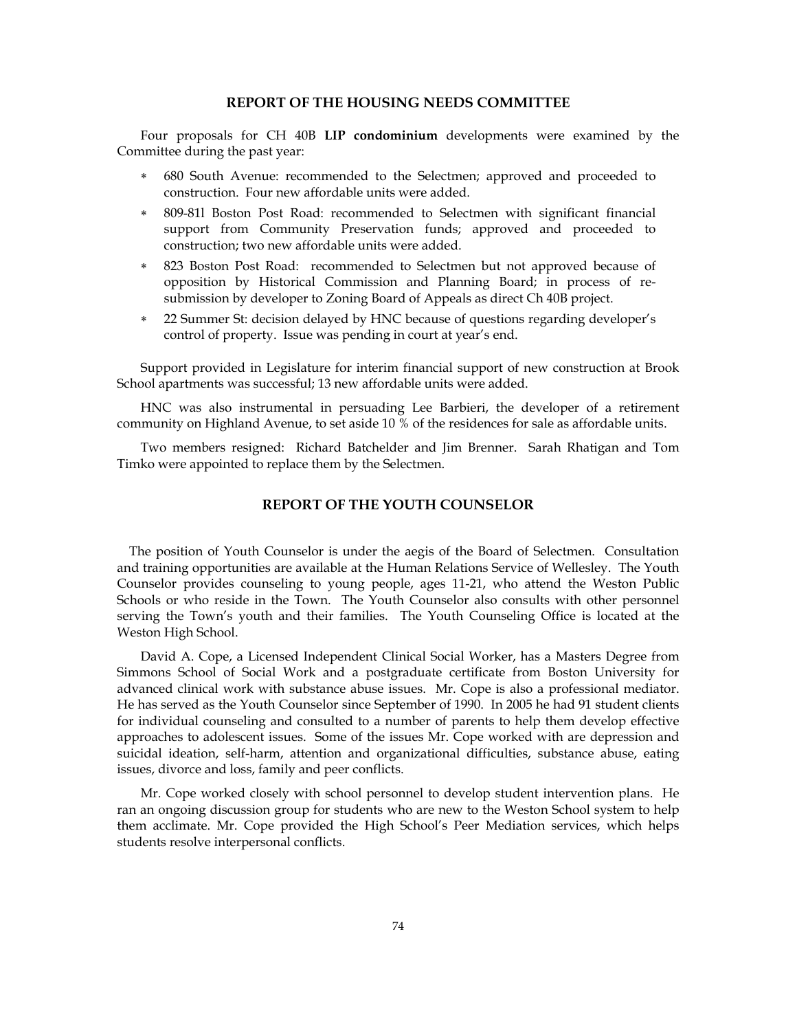## REPORT OF THE HOUSING NEEDS COMMITTEE

Four proposals for CH 40B **LIP condominium** developments were examined by the Committee during the past year:

* 680 South Avenue: recommended to the Selectmen; approved and proceeded to construction. Four new affordable units were added.
* 809-811 Boston Post Road: recommended to Selectmen with significant financial support from Community Preservation funds; approved and proceeded to construction; two new affordable units were added.
* 823 Boston Post Road: recommended to Selectmen but not approved because of opposition by Historical Commission and Planning Board; in process of re-submission by developer to Zoning Board of Appeals as direct Ch 40B project.
* 22 Summer St: decision delayed by HNC because of questions regarding developer's control of property. Issue was pending in court at year's end.

Support provided in Legislature for interim financial support of new construction at Brook School apartments was successful; 13 new affordable units were added.

HNC was also instrumental in persuading Lee Barbieri, the developer of a retirement community on Highland Avenue, to set aside 10 % of the residences for sale as affordable units.

Two members resigned: Richard Batchelder and Jim Brenner. Sarah Rhatigan and Tom Timko were appointed to replace them by the Selectmen.

## REPORT OF THE YOUTH COUNSELOR

The position of Youth Counselor is under the aegis of the Board of Selectmen. Consultation and training opportunities are available at the Human Relations Service of Wellesley. The Youth Counselor provides counseling to young people, ages 11-21, who attend the Weston Public Schools or who reside in the Town. The Youth Counselor also consults with other personnel serving the Town's youth and their families. The Youth Counseling Office is located at the Weston High School.

David A. Cope, a Licensed Independent Clinical Social Worker, has a Masters Degree from Simmons School of Social Work and a postgraduate certificate from Boston University for advanced clinical work with substance abuse issues. Mr. Cope is also a professional mediator. He has served as the Youth Counselor since September of 1990. In 2005 he had 91 student clients for individual counseling and consulted to a number of parents to help them develop effective approaches to adolescent issues. Some of the issues Mr. Cope worked with are depression and suicidal ideation, self-harm, attention and organizational difficulties, substance abuse, eating issues, divorce and loss, family and peer conflicts.

Mr. Cope worked closely with school personnel to develop student intervention plans. He ran an ongoing discussion group for students who are new to the Weston School system to help them acclimate. Mr. Cope provided the High School's Peer Mediation services, which helps students resolve interpersonal conflicts.